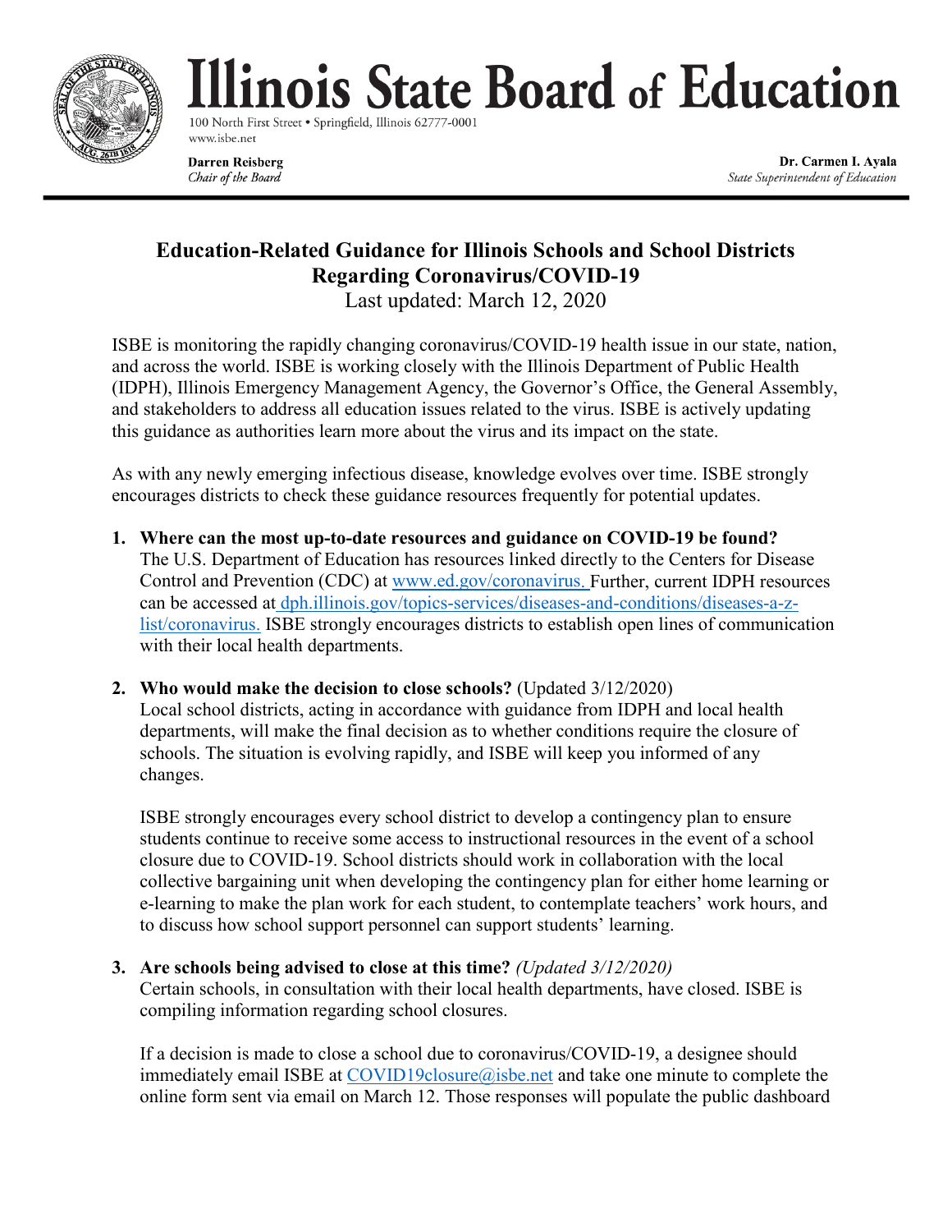# Illinois State Board of Education

100 North First Street • Springfield, Illinois 62777-0001
www.isbe.net

**Darren Reisberg**
*Chair of the Board*

**Dr. Carmen I. Ayala**
*State Superintendent of Education*

---

## Education-Related Guidance for Illinois Schools and School Districts Regarding Coronavirus/COVID-19

Last updated: March 12, 2020

ISBE is monitoring the rapidly changing coronavirus/COVID-19 health issue in our state, nation, and across the world. ISBE is working closely with the Illinois Department of Public Health (IDPH), Illinois Emergency Management Agency, the Governor's Office, the General Assembly, and stakeholders to address all education issues related to the virus. ISBE is actively updating this guidance as authorities learn more about the virus and its impact on the state.

As with any newly emerging infectious disease, knowledge evolves over time. ISBE strongly encourages districts to check these guidance resources frequently for potential updates.

1. **Where can the most up-to-date resources and guidance on COVID-19 be found?**
   The U.S. Department of Education has resources linked directly to the Centers for Disease Control and Prevention (CDC) at www.ed.gov/coronavirus. Further, current IDPH resources can be accessed at dph.illinois.gov/topics-services/diseases-and-conditions/diseases-a-z-list/coronavirus. ISBE strongly encourages districts to establish open lines of communication with their local health departments.

2. **Who would make the decision to close schools?** (Updated 3/12/2020)
   Local school districts, acting in accordance with guidance from IDPH and local health departments, will make the final decision as to whether conditions require the closure of schools. The situation is evolving rapidly, and ISBE will keep you informed of any changes.

   ISBE strongly encourages every school district to develop a contingency plan to ensure students continue to receive some access to instructional resources in the event of a school closure due to COVID-19. School districts should work in collaboration with the local collective bargaining unit when developing the contingency plan for either home learning or e-learning to make the plan work for each student, to contemplate teachers' work hours, and to discuss how school support personnel can support students' learning.

3. **Are schools being advised to close at this time?** *(Updated 3/12/2020)*
   Certain schools, in consultation with their local health departments, have closed. ISBE is compiling information regarding school closures.

   If a decision is made to close a school due to coronavirus/COVID-19, a designee should immediately email ISBE at COVID19closure@isbe.net and take one minute to complete the online form sent via email on March 12. Those responses will populate the public dashboard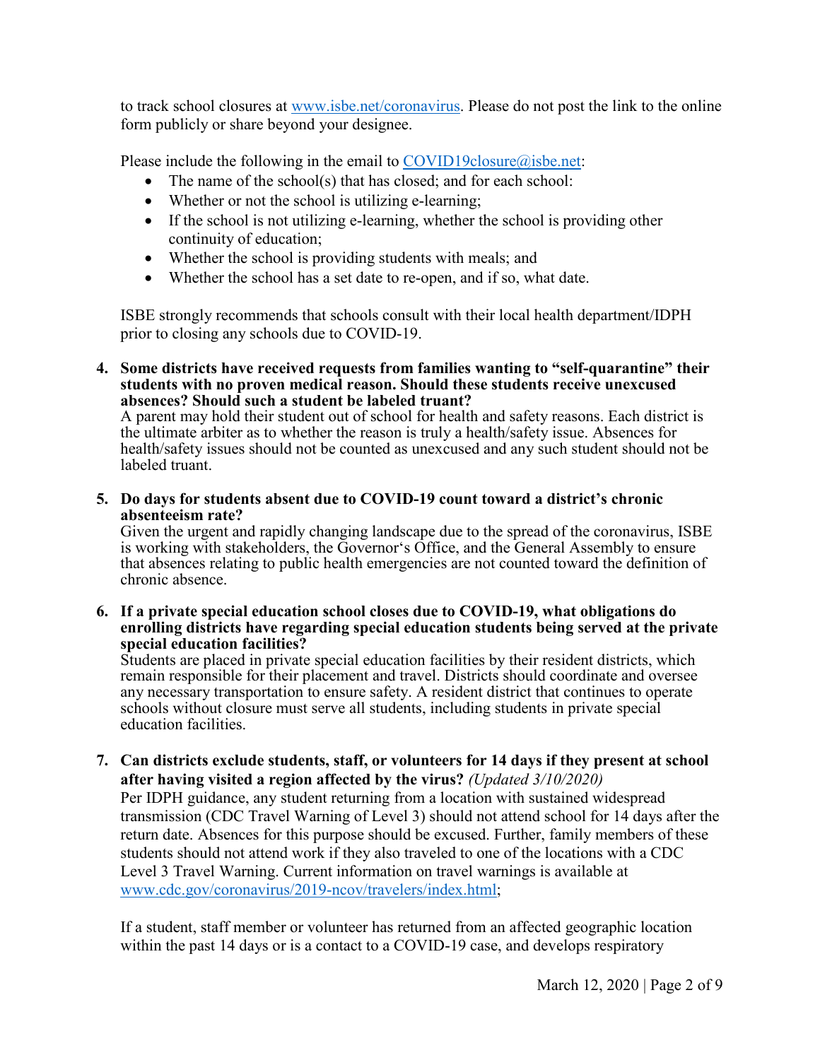to track school closures at www.isbe.net/coronavirus. Please do not post the link to the online form publicly or share beyond your designee.

Please include the following in the email to COVID19closure@isbe.net:

- The name of the school(s) that has closed; and for each school:
- Whether or not the school is utilizing e-learning;
- If the school is not utilizing e-learning, whether the school is providing other continuity of education;
- Whether the school is providing students with meals; and
- Whether the school has a set date to re-open, and if so, what date.

ISBE strongly recommends that schools consult with their local health department/IDPH prior to closing any schools due to COVID-19.

4. **Some districts have received requests from families wanting to "self-quarantine" their students with no proven medical reason. Should these students receive unexcused absences? Should such a student be labeled truant?**
   A parent may hold their student out of school for health and safety reasons. Each district is the ultimate arbiter as to whether the reason is truly a health/safety issue. Absences for health/safety issues should not be counted as unexcused and any such student should not be labeled truant.

5. **Do days for students absent due to COVID-19 count toward a district's chronic absenteeism rate?**
   Given the urgent and rapidly changing landscape due to the spread of the coronavirus, ISBE is working with stakeholders, the Governor's Office, and the General Assembly to ensure that absences relating to public health emergencies are not counted toward the definition of chronic absence.

6. **If a private special education school closes due to COVID-19, what obligations do enrolling districts have regarding special education students being served at the private special education facilities?**
   Students are placed in private special education facilities by their resident districts, which remain responsible for their placement and travel. Districts should coordinate and oversee any necessary transportation to ensure safety. A resident district that continues to operate schools without closure must serve all students, including students in private special education facilities.

7. **Can districts exclude students, staff, or volunteers for 14 days if they present at school after having visited a region affected by the virus?** *(Updated 3/10/2020)*
   Per IDPH guidance, any student returning from a location with sustained widespread transmission (CDC Travel Warning of Level 3) should not attend school for 14 days after the return date. Absences for this purpose should be excused. Further, family members of these students should not attend work if they also traveled to one of the locations with a CDC Level 3 Travel Warning. Current information on travel warnings is available at www.cdc.gov/coronavirus/2019-ncov/travelers/index.html;

   If a student, staff member or volunteer has returned from an affected geographic location within the past 14 days or is a contact to a COVID-19 case, and develops respiratory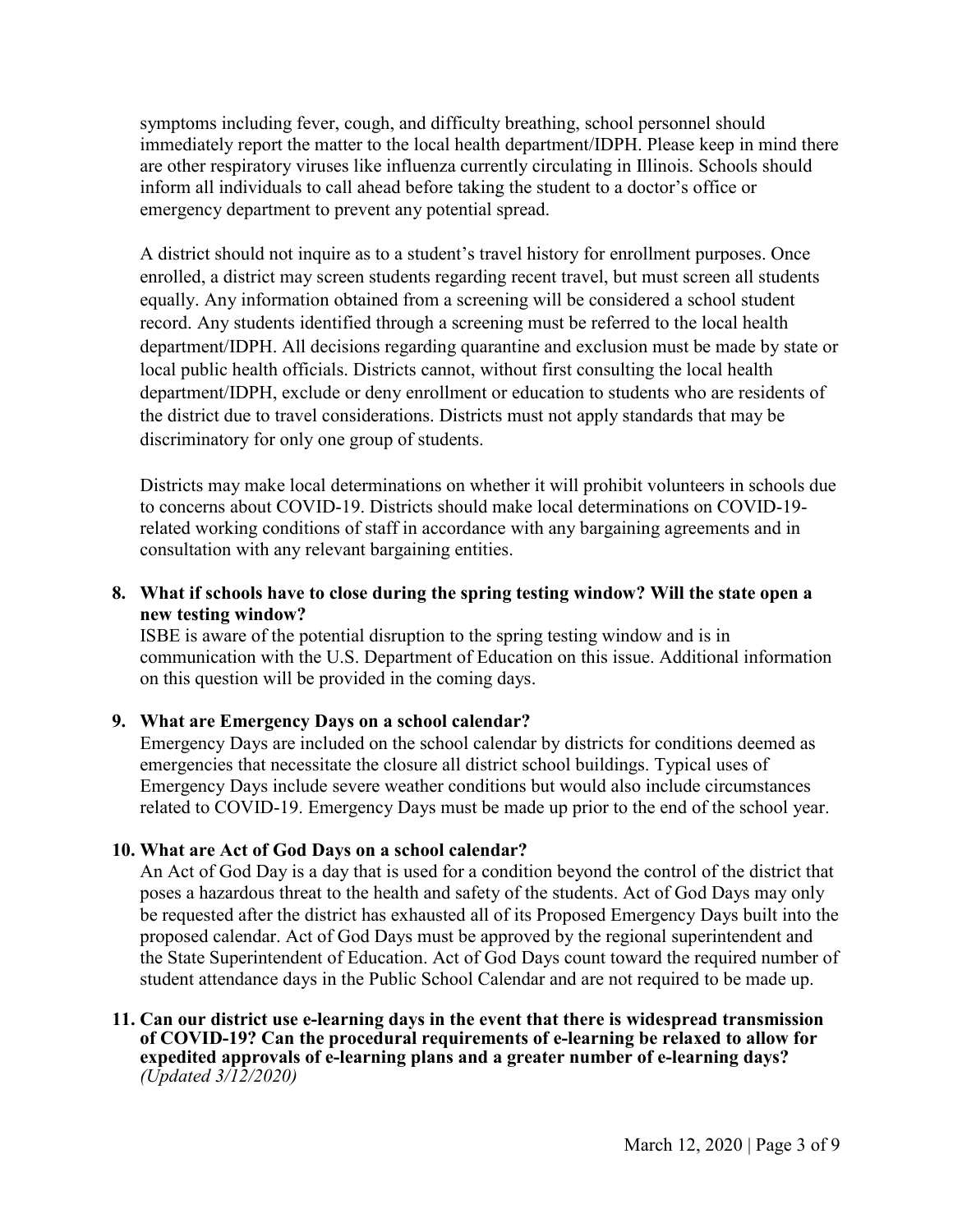symptoms including fever, cough, and difficulty breathing, school personnel should immediately report the matter to the local health department/IDPH. Please keep in mind there are other respiratory viruses like influenza currently circulating in Illinois. Schools should inform all individuals to call ahead before taking the student to a doctor's office or emergency department to prevent any potential spread.

A district should not inquire as to a student's travel history for enrollment purposes. Once enrolled, a district may screen students regarding recent travel, but must screen all students equally. Any information obtained from a screening will be considered a school student record. Any students identified through a screening must be referred to the local health department/IDPH. All decisions regarding quarantine and exclusion must be made by state or local public health officials. Districts cannot, without first consulting the local health department/IDPH, exclude or deny enrollment or education to students who are residents of the district due to travel considerations. Districts must not apply standards that may be discriminatory for only one group of students.

Districts may make local determinations on whether it will prohibit volunteers in schools due to concerns about COVID-19. Districts should make local determinations on COVID-19-related working conditions of staff in accordance with any bargaining agreements and in consultation with any relevant bargaining entities.

8. **What if schools have to close during the spring testing window? Will the state open a new testing window?**
   ISBE is aware of the potential disruption to the spring testing window and is in communication with the U.S. Department of Education on this issue. Additional information on this question will be provided in the coming days.

9. **What are Emergency Days on a school calendar?**
   Emergency Days are included on the school calendar by districts for conditions deemed as emergencies that necessitate the closure all district school buildings. Typical uses of Emergency Days include severe weather conditions but would also include circumstances related to COVID-19. Emergency Days must be made up prior to the end of the school year.

10. **What are Act of God Days on a school calendar?**
    An Act of God Day is a day that is used for a condition beyond the control of the district that poses a hazardous threat to the health and safety of the students. Act of God Days may only be requested after the district has exhausted all of its Proposed Emergency Days built into the proposed calendar. Act of God Days must be approved by the regional superintendent and the State Superintendent of Education. Act of God Days count toward the required number of student attendance days in the Public School Calendar and are not required to be made up.

11. **Can our district use e-learning days in the event that there is widespread transmission of COVID-19? Can the procedural requirements of e-learning be relaxed to allow for expedited approvals of e-learning plans and a greater number of e-learning days?** *(Updated 3/12/2020)*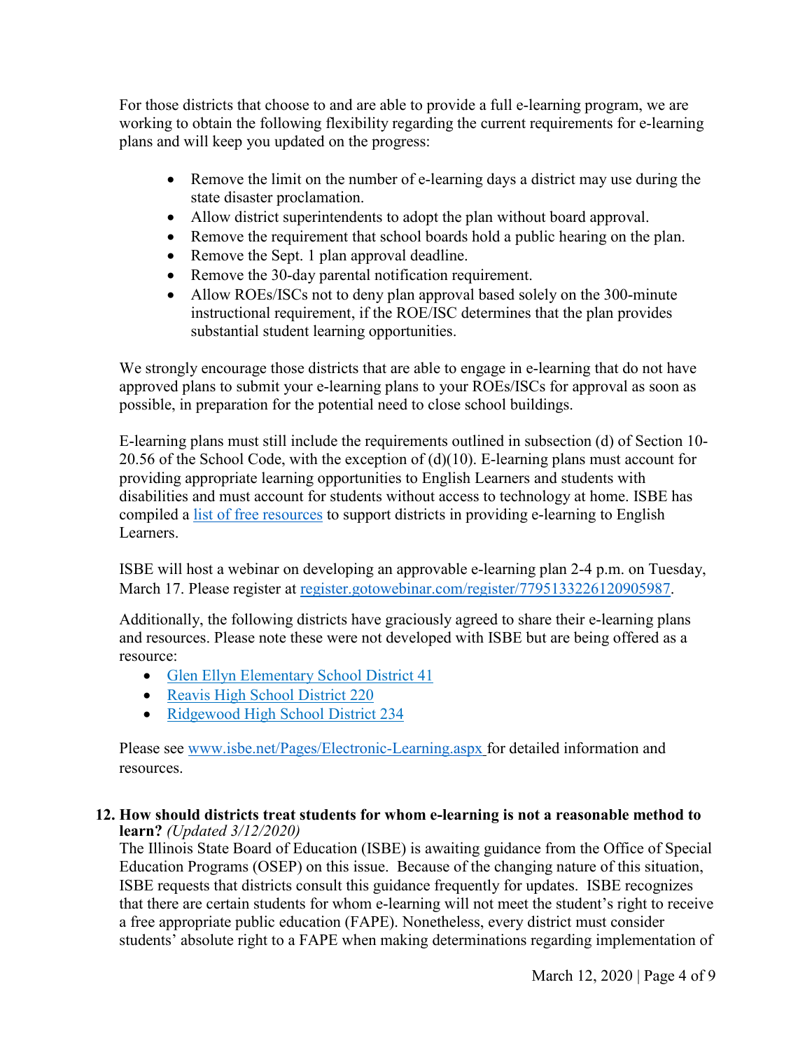For those districts that choose to and are able to provide a full e-learning program, we are working to obtain the following flexibility regarding the current requirements for e-learning plans and will keep you updated on the progress:

- Remove the limit on the number of e-learning days a district may use during the state disaster proclamation.
- Allow district superintendents to adopt the plan without board approval.
- Remove the requirement that school boards hold a public hearing on the plan.
- Remove the Sept. 1 plan approval deadline.
- Remove the 30-day parental notification requirement.
- Allow ROEs/ISCs not to deny plan approval based solely on the 300-minute instructional requirement, if the ROE/ISC determines that the plan provides substantial student learning opportunities.

We strongly encourage those districts that are able to engage in e-learning that do not have approved plans to submit your e-learning plans to your ROEs/ISCs for approval as soon as possible, in preparation for the potential need to close school buildings.

E-learning plans must still include the requirements outlined in subsection (d) of Section 10-20.56 of the School Code, with the exception of (d)(10). E-learning plans must account for providing appropriate learning opportunities to English Learners and students with disabilities and must account for students without access to technology at home. ISBE has compiled a list of free resources to support districts in providing e-learning to English Learners.

ISBE will host a webinar on developing an approvable e-learning plan 2-4 p.m. on Tuesday, March 17. Please register at register.gotowebinar.com/register/7795133226120905987.

Additionally, the following districts have graciously agreed to share their e-learning plans and resources. Please note these were not developed with ISBE but are being offered as a resource:

- Glen Ellyn Elementary School District 41
- Reavis High School District 220
- Ridgewood High School District 234

Please see www.isbe.net/Pages/Electronic-Learning.aspx for detailed information and resources.

**12. How should districts treat students for whom e-learning is not a reasonable method to learn?** *(Updated 3/12/2020)*

The Illinois State Board of Education (ISBE) is awaiting guidance from the Office of Special Education Programs (OSEP) on this issue. Because of the changing nature of this situation, ISBE requests that districts consult this guidance frequently for updates. ISBE recognizes that there are certain students for whom e-learning will not meet the student's right to receive a free appropriate public education (FAPE). Nonetheless, every district must consider students' absolute right to a FAPE when making determinations regarding implementation of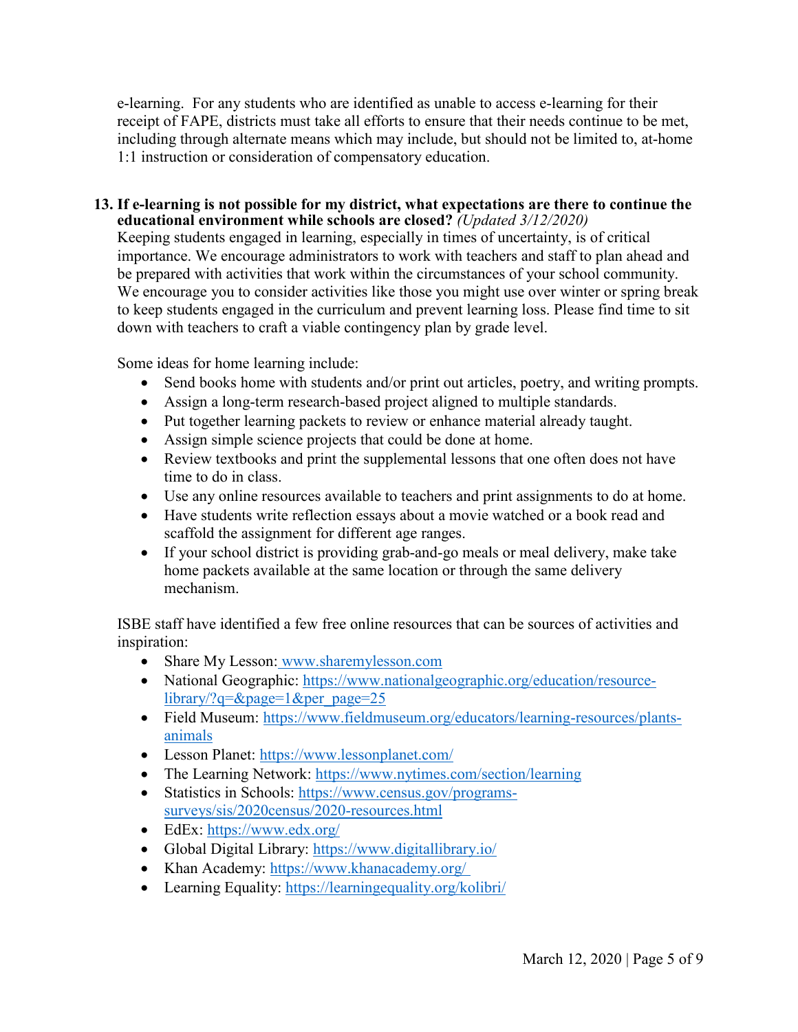e-learning. For any students who are identified as unable to access e-learning for their receipt of FAPE, districts must take all efforts to ensure that their needs continue to be met, including through alternate means which may include, but should not be limited to, at-home 1:1 instruction or consideration of compensatory education.

13. **If e-learning is not possible for my district, what expectations are there to continue the educational environment while schools are closed?** *(Updated 3/12/2020)*
Keeping students engaged in learning, especially in times of uncertainty, is of critical importance. We encourage administrators to work with teachers and staff to plan ahead and be prepared with activities that work within the circumstances of your school community. We encourage you to consider activities like those you might use over winter or spring break to keep students engaged in the curriculum and prevent learning loss. Please find time to sit down with teachers to craft a viable contingency plan by grade level.

Some ideas for home learning include:

- Send books home with students and/or print out articles, poetry, and writing prompts.
- Assign a long-term research-based project aligned to multiple standards.
- Put together learning packets to review or enhance material already taught.
- Assign simple science projects that could be done at home.
- Review textbooks and print the supplemental lessons that one often does not have time to do in class.
- Use any online resources available to teachers and print assignments to do at home.
- Have students write reflection essays about a movie watched or a book read and scaffold the assignment for different age ranges.
- If your school district is providing grab-and-go meals or meal delivery, make take home packets available at the same location or through the same delivery mechanism.

ISBE staff have identified a few free online resources that can be sources of activities and inspiration:

- Share My Lesson: www.sharemylesson.com
- National Geographic: https://www.nationalgeographic.org/education/resource-library/?q=&page=1&per_page=25
- Field Museum: https://www.fieldmuseum.org/educators/learning-resources/plants-animals
- Lesson Planet: https://www.lessonplanet.com/
- The Learning Network: https://www.nytimes.com/section/learning
- Statistics in Schools: https://www.census.gov/programs-surveys/sis/2020census/2020-resources.html
- EdEx: https://www.edx.org/
- Global Digital Library: https://www.digitallibrary.io/
- Khan Academy: https://www.khanacademy.org/
- Learning Equality: https://learningequality.org/kolibri/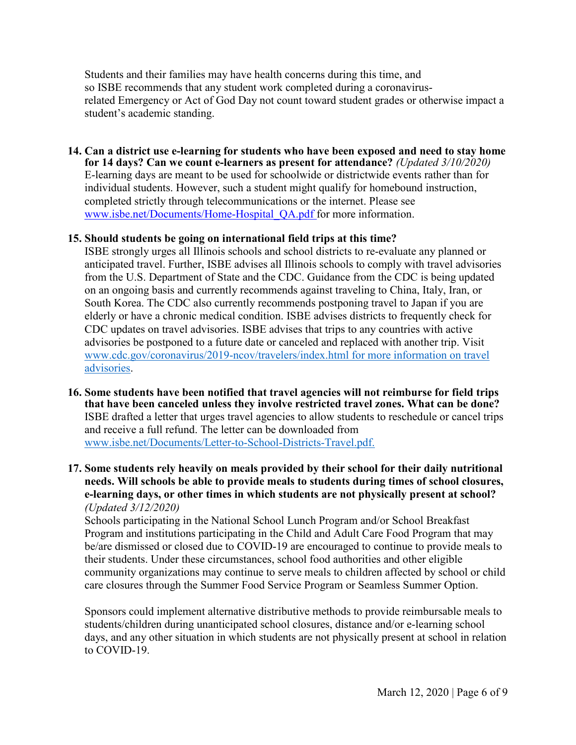Students and their families may have health concerns during this time, and so ISBE recommends that any student work completed during a coronavirus-related Emergency or Act of God Day not count toward student grades or otherwise impact a student's academic standing.

14. **Can a district use e-learning for students who have been exposed and need to stay home for 14 days? Can we count e-learners as present for attendance?** *(Updated 3/10/2020)*
    E-learning days are meant to be used for schoolwide or districtwide events rather than for individual students. However, such a student might qualify for homebound instruction, completed strictly through telecommunications or the internet. Please see www.isbe.net/Documents/Home-Hospital_QA.pdf for more information.

15. **Should students be going on international field trips at this time?**
    ISBE strongly urges all Illinois schools and school districts to re-evaluate any planned or anticipated travel. Further, ISBE advises all Illinois schools to comply with travel advisories from the U.S. Department of State and the CDC. Guidance from the CDC is being updated on an ongoing basis and currently recommends against traveling to China, Italy, Iran, or South Korea. The CDC also currently recommends postponing travel to Japan if you are elderly or have a chronic medical condition. ISBE advises districts to frequently check for CDC updates on travel advisories. ISBE advises that trips to any countries with active advisories be postponed to a future date or canceled and replaced with another trip. Visit www.cdc.gov/coronavirus/2019-ncov/travelers/index.html for more information on travel advisories.

16. **Some students have been notified that travel agencies will not reimburse for field trips that have been canceled unless they involve restricted travel zones. What can be done?**
    ISBE drafted a letter that urges travel agencies to allow students to reschedule or cancel trips and receive a full refund. The letter can be downloaded from www.isbe.net/Documents/Letter-to-School-Districts-Travel.pdf.

17. **Some students rely heavily on meals provided by their school for their daily nutritional needs. Will schools be able to provide meals to students during times of school closures, e-learning days, or other times in which students are not physically present at school?** *(Updated 3/12/2020)*
    Schools participating in the National School Lunch Program and/or School Breakfast Program and institutions participating in the Child and Adult Care Food Program that may be/are dismissed or closed due to COVID-19 are encouraged to continue to provide meals to their students. Under these circumstances, school food authorities and other eligible community organizations may continue to serve meals to children affected by school or child care closures through the Summer Food Service Program or Seamless Summer Option.

    Sponsors could implement alternative distributive methods to provide reimbursable meals to students/children during unanticipated school closures, distance and/or e-learning school days, and any other situation in which students are not physically present at school in relation to COVID-19.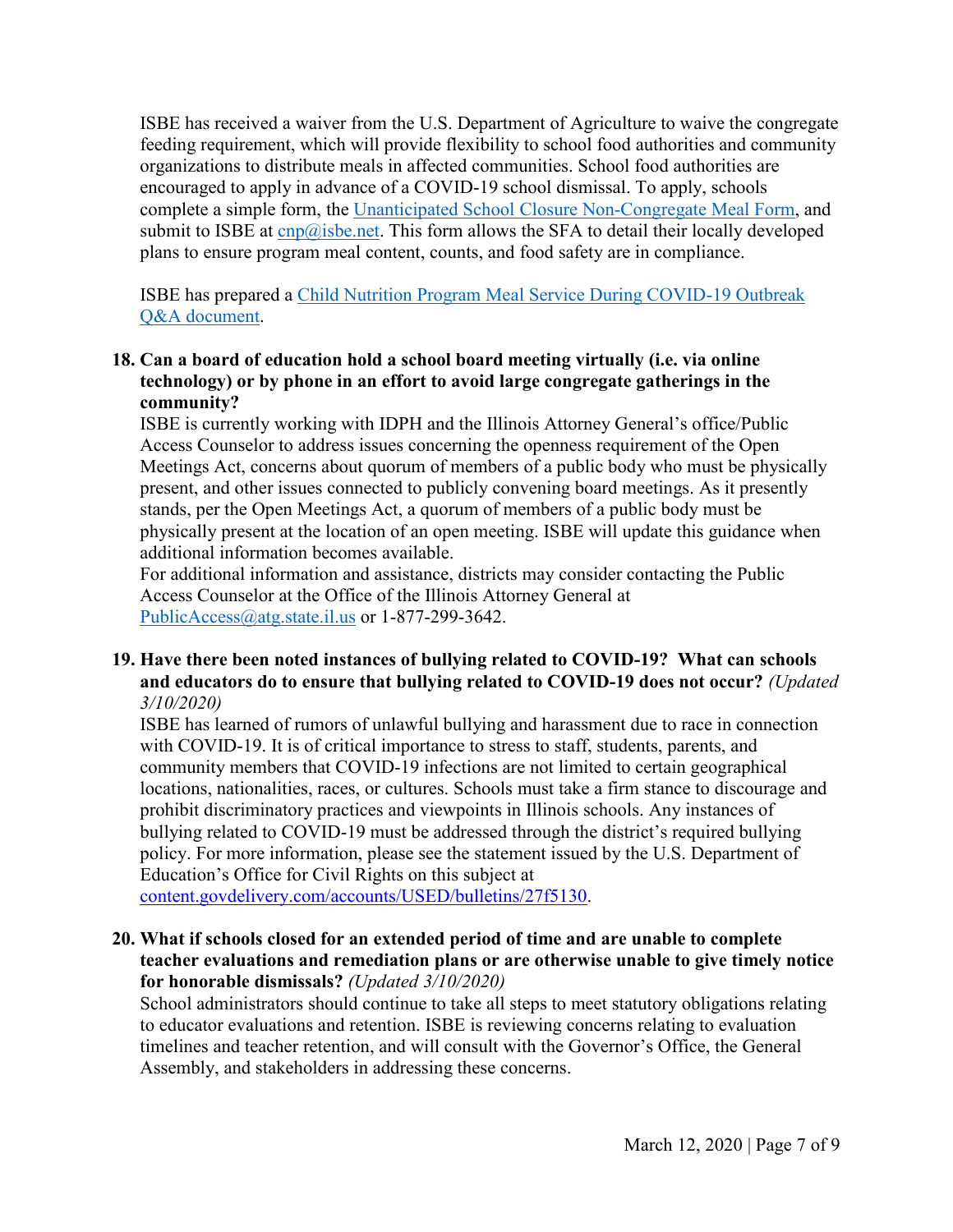ISBE has received a waiver from the U.S. Department of Agriculture to waive the congregate feeding requirement, which will provide flexibility to school food authorities and community organizations to distribute meals in affected communities. School food authorities are encouraged to apply in advance of a COVID-19 school dismissal. To apply, schools complete a simple form, the Unanticipated School Closure Non-Congregate Meal Form, and submit to ISBE at cnp@isbe.net. This form allows the SFA to detail their locally developed plans to ensure program meal content, counts, and food safety are in compliance.

ISBE has prepared a Child Nutrition Program Meal Service During COVID-19 Outbreak Q&A document.

**18. Can a board of education hold a school board meeting virtually (i.e. via online technology) or by phone in an effort to avoid large congregate gatherings in the community?**

ISBE is currently working with IDPH and the Illinois Attorney General's office/Public Access Counselor to address issues concerning the openness requirement of the Open Meetings Act, concerns about quorum of members of a public body who must be physically present, and other issues connected to publicly convening board meetings. As it presently stands, per the Open Meetings Act, a quorum of members of a public body must be physically present at the location of an open meeting. ISBE will update this guidance when additional information becomes available.

For additional information and assistance, districts may consider contacting the Public Access Counselor at the Office of the Illinois Attorney General at PublicAccess@atg.state.il.us or 1-877-299-3642.

**19. Have there been noted instances of bullying related to COVID-19? What can schools and educators do to ensure that bullying related to COVID-19 does not occur?** *(Updated 3/10/2020)*

ISBE has learned of rumors of unlawful bullying and harassment due to race in connection with COVID-19. It is of critical importance to stress to staff, students, parents, and community members that COVID-19 infections are not limited to certain geographical locations, nationalities, races, or cultures. Schools must take a firm stance to discourage and prohibit discriminatory practices and viewpoints in Illinois schools. Any instances of bullying related to COVID-19 must be addressed through the district's required bullying policy. For more information, please see the statement issued by the U.S. Department of Education's Office for Civil Rights on this subject at content.govdelivery.com/accounts/USED/bulletins/27f5130.

**20. What if schools closed for an extended period of time and are unable to complete teacher evaluations and remediation plans or are otherwise unable to give timely notice for honorable dismissals?** *(Updated 3/10/2020)*

School administrators should continue to take all steps to meet statutory obligations relating to educator evaluations and retention. ISBE is reviewing concerns relating to evaluation timelines and teacher retention, and will consult with the Governor's Office, the General Assembly, and stakeholders in addressing these concerns.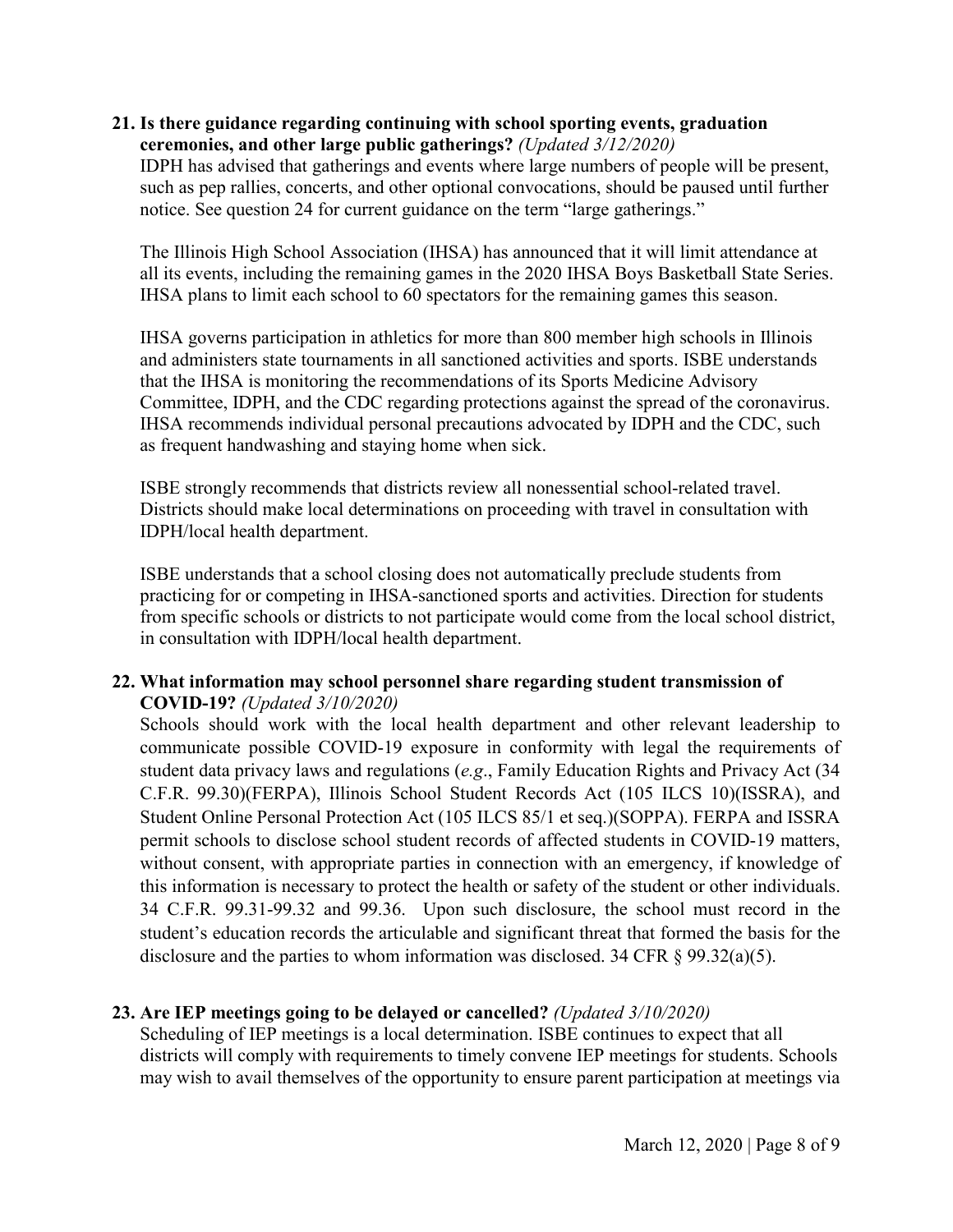**21. Is there guidance regarding continuing with school sporting events, graduation ceremonies, and other large public gatherings?** *(Updated 3/12/2020)*

IDPH has advised that gatherings and events where large numbers of people will be present, such as pep rallies, concerts, and other optional convocations, should be paused until further notice. See question 24 for current guidance on the term "large gatherings."

The Illinois High School Association (IHSA) has announced that it will limit attendance at all its events, including the remaining games in the 2020 IHSA Boys Basketball State Series. IHSA plans to limit each school to 60 spectators for the remaining games this season.

IHSA governs participation in athletics for more than 800 member high schools in Illinois and administers state tournaments in all sanctioned activities and sports. ISBE understands that the IHSA is monitoring the recommendations of its Sports Medicine Advisory Committee, IDPH, and the CDC regarding protections against the spread of the coronavirus. IHSA recommends individual personal precautions advocated by IDPH and the CDC, such as frequent handwashing and staying home when sick.

ISBE strongly recommends that districts review all nonessential school-related travel. Districts should make local determinations on proceeding with travel in consultation with IDPH/local health department.

ISBE understands that a school closing does not automatically preclude students from practicing for or competing in IHSA-sanctioned sports and activities. Direction for students from specific schools or districts to not participate would come from the local school district, in consultation with IDPH/local health department.

**22. What information may school personnel share regarding student transmission of COVID-19?** *(Updated 3/10/2020)*

Schools should work with the local health department and other relevant leadership to communicate possible COVID-19 exposure in conformity with legal the requirements of student data privacy laws and regulations (*e.g*., Family Education Rights and Privacy Act (34 C.F.R. 99.30)(FERPA), Illinois School Student Records Act (105 ILCS 10)(ISSRA), and Student Online Personal Protection Act (105 ILCS 85/1 et seq.)(SOPPA). FERPA and ISSRA permit schools to disclose school student records of affected students in COVID-19 matters, without consent, with appropriate parties in connection with an emergency, if knowledge of this information is necessary to protect the health or safety of the student or other individuals. 34 C.F.R. 99.31-99.32 and 99.36. Upon such disclosure, the school must record in the student's education records the articulable and significant threat that formed the basis for the disclosure and the parties to whom information was disclosed. 34 CFR § 99.32(a)(5).

**23. Are IEP meetings going to be delayed or cancelled?** *(Updated 3/10/2020)*

Scheduling of IEP meetings is a local determination. ISBE continues to expect that all districts will comply with requirements to timely convene IEP meetings for students. Schools may wish to avail themselves of the opportunity to ensure parent participation at meetings via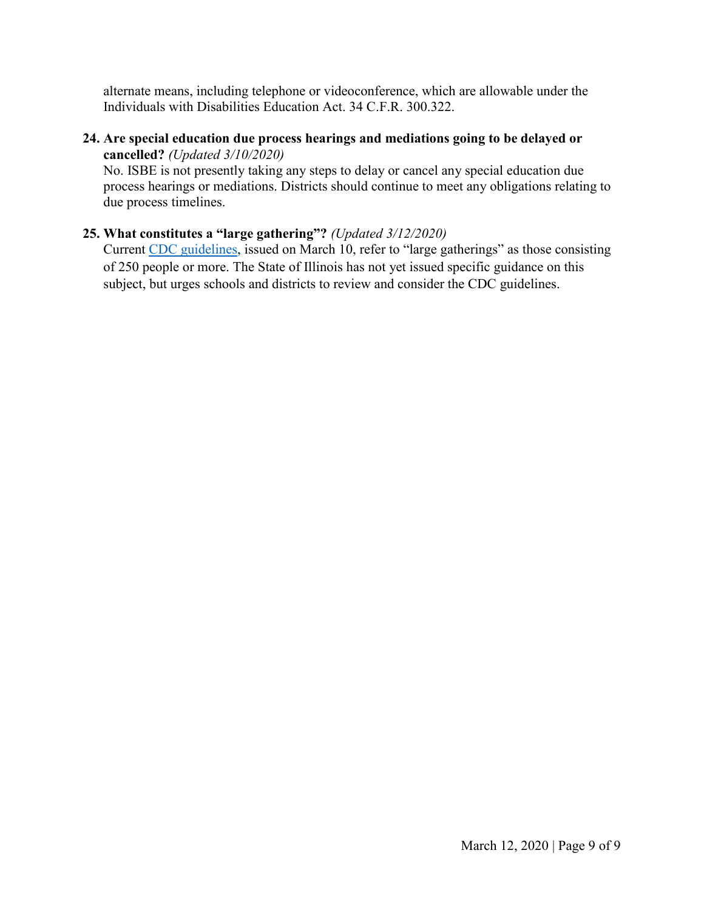alternate means, including telephone or videoconference, which are allowable under the Individuals with Disabilities Education Act. 34 C.F.R. 300.322.

**24. Are special education due process hearings and mediations going to be delayed or cancelled?** *(Updated 3/10/2020)*

No. ISBE is not presently taking any steps to delay or cancel any special education due process hearings or mediations. Districts should continue to meet any obligations relating to due process timelines.

**25. What constitutes a "large gathering"?** *(Updated 3/12/2020)*

Current CDC guidelines, issued on March 10, refer to "large gatherings" as those consisting of 250 people or more. The State of Illinois has not yet issued specific guidance on this subject, but urges schools and districts to review and consider the CDC guidelines.